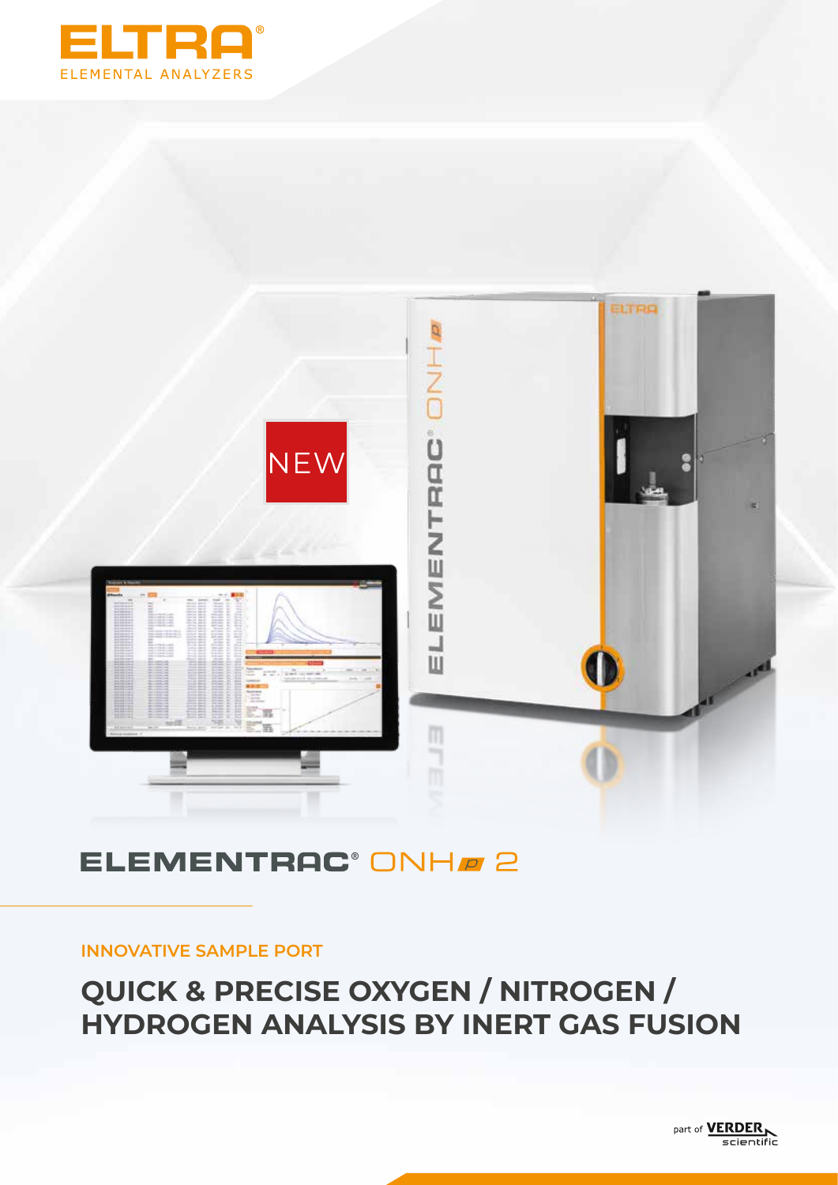ELTRA®

ELEMENTAL ANALYZERS

NEW

# ELEMENTRAC® ONH*p* 2

## INNOVATIVE SAMPLE PORT

# QUICK & PRECISE OXYGEN / NITROGEN / HYDROGEN ANALYSIS BY INERT GAS FUSION

part of VERDER scientific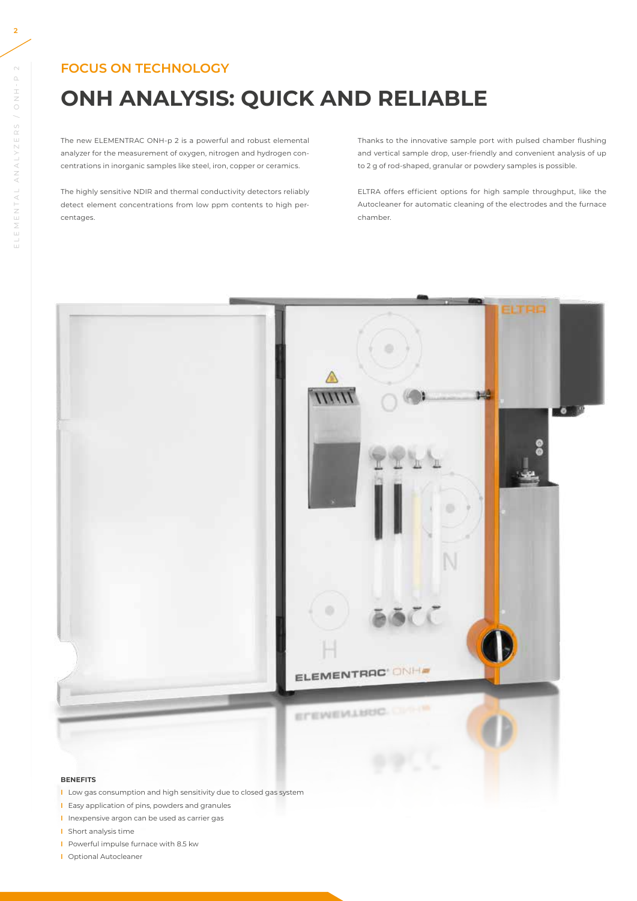## FOCUS ON TECHNOLOGY

# ONH ANALYSIS: QUICK AND RELIABLE

The new ELEMENTRAC ONH-p 2 is a powerful and robust elemental analyzer for the measurement of oxygen, nitrogen and hydrogen concentrations in inorganic samples like steel, iron, copper or ceramics.

The highly sensitive NDIR and thermal conductivity detectors reliably detect element concentrations from low ppm contents to high percentages.

Thanks to the innovative sample port with pulsed chamber flushing and vertical sample drop, user-friendly and convenient analysis of up to 2 g of rod-shaped, granular or powdery samples is possible.

ELTRA offers efficient options for high sample throughput, like the Autocleaner for automatic cleaning of the electrodes and the furnace chamber.

**BENEFITS**

- Low gas consumption and high sensitivity due to closed gas system
- Easy application of pins, powders and granules
- Inexpensive argon can be used as carrier gas
- Short analysis time
- Powerful impulse furnace with 8.5 kw
- Optional Autocleaner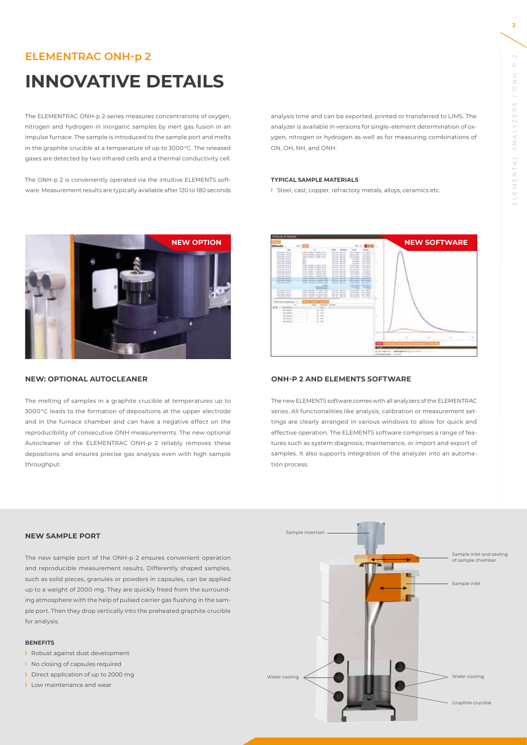## ELEMENTRAC ONH-p 2

# INNOVATIVE DETAILS

The ELEMENTRAC ONH-p 2-series measures concentrations of oxygen, nitrogen and hydrogen in inorganic samples by inert gas fusion in an impulse furnace. The sample is introduced to the sample port and melts in the graphite crucible at a temperature of up to 3000 °C. The released gases are detected by two infrared cells and a thermal conductivity cell.

The ONH-p 2 is conveniently operated via the intuitive ELEMENTS software. Measurement results are typically available after 120 to 180 seconds analysis time and can be exported, printed or transferred to LIMS. The analyzer is available in versions for single-element determination of oxygen, nitrogen or hydrogen as well as for measuring combinations of ON, OH, NH, and ONH.

#### TYPICAL SAMPLE MATERIALS

- Steel, cast, copper, refractory metals, alloys, ceramics etc.

NEW OPTION

### NEW: OPTIONAL AUTOCLEANER

The melting of samples in a graphite crucible at temperatures up to 3000 °C leads to the formation of depositions at the upper electrode and in the furnace chamber and can have a negative effect on the reproducibility of consecutive ONH measurements. The new optional Autocleaner of the ELEMENTRAC ONH-p 2 reliably removes these depositions and ensures precise gas analysis even with high sample throughput.

NEW SOFTWARE

### ONH-P 2 AND ELEMENTS SOFTWARE

The new ELEMENTS software comes with all analyzers of the ELEMENTRAC series. All functionalities like analysis, calibration or measurement settings are clearly arranged in various windows to allow for quick and effective operation. The ELEMENTS software comprises a range of features such as system diagnosis, maintenance, or import and export of samples. It also supports integration of the analyzer into an automation process.

### NEW SAMPLE PORT

The new sample port of the ONH-p 2 ensures convenient operation and reproducible measurement results. Differently shaped samples, such as solid pieces, granules or powders in capsules, can be applied up to a weight of 2000 mg. They are quickly freed from the surrounding atmosphere with the help of pulsed carrier gas flushing in the sample port. Then they drop vertically into the preheated graphite crucible for analysis.

#### BENEFITS

- Robust against dust development
- No closing of capsules required
- Direct application of up to 2000 mg
- Low maintenance and wear

Sample insertion | Sample inlet and sealing of sample chamber | Sample inlet | Water cooling | Water cooling | Graphite crucible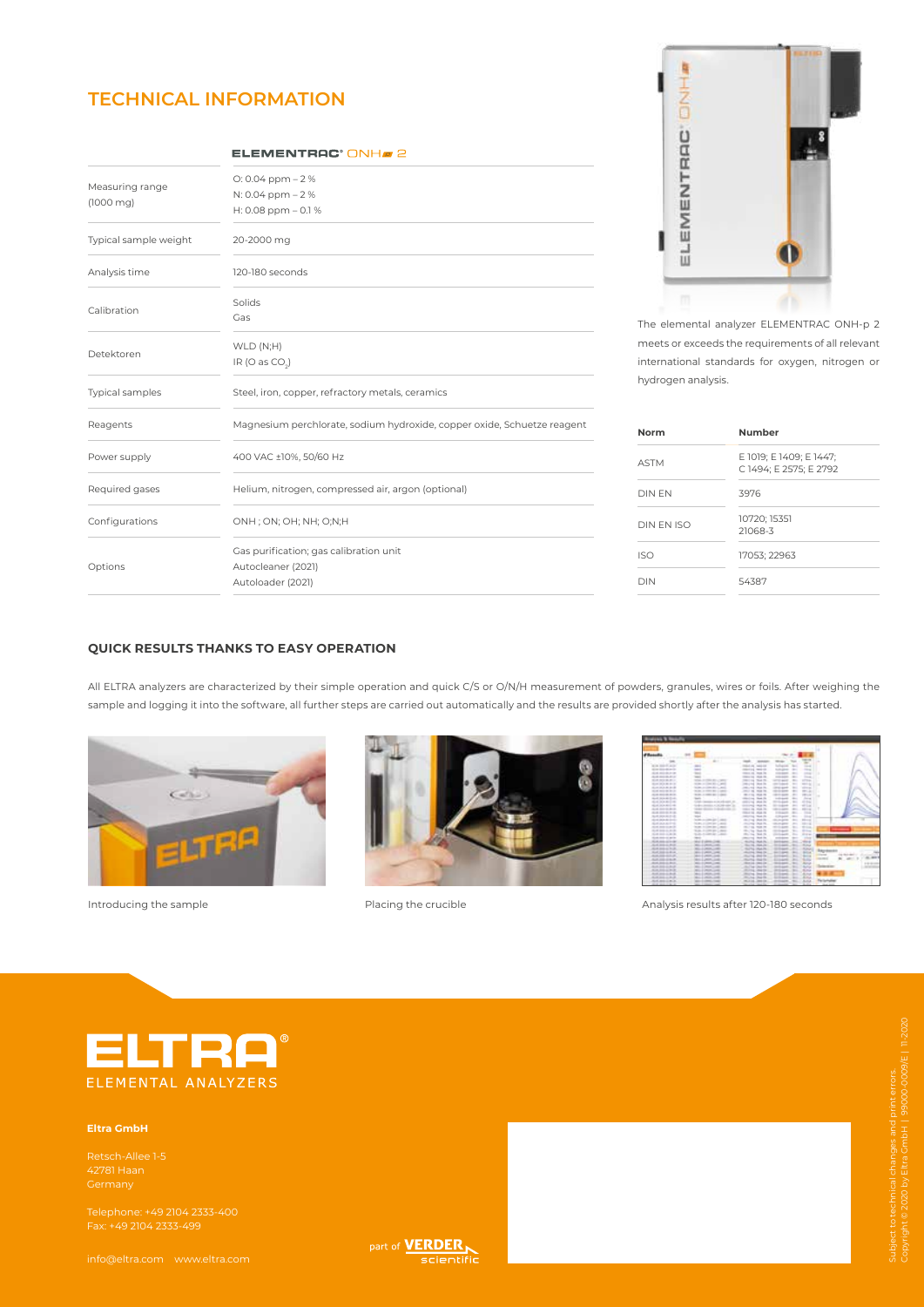## TECHNICAL INFORMATION

| | ELEMENTRAC® ONH-p 2 |
|---|---|
| Measuring range (1000 mg) | O: 0.04 ppm – 2 %<br>N: 0.04 ppm – 2 %<br>H: 0.08 ppm – 0.1 % |
| Typical sample weight | 20-2000 mg |
| Analysis time | 120-180 seconds |
| Calibration | Solids<br>Gas |
| Detektoren | WLD (N;H)<br>IR (O as $CO_2$) |
| Typical samples | Steel, iron, copper, refractory metals, ceramics |
| Reagents | Magnesium perchlorate, sodium hydroxide, copper oxide, Schuetze reagent |
| Power supply | 400 VAC ±10%, 50/60 Hz |
| Required gases | Helium, nitrogen, compressed air, argon (optional) |
| Configurations | ONH ; ON; OH; NH; O;N;H |
| Options | Gas purification; gas calibration unit<br>Autocleaner (2021)<br>Autoloader (2021) |

The elemental analyzer ELEMENTRAC ONH-p 2 meets or exceeds the requirements of all relevant international standards for oxygen, nitrogen or hydrogen analysis.

| Norm | Number |
|---|---|
| ASTM | E 1019; E 1409; E 1447; C 1494; E 2575; E 2792 |
| DIN EN | 3976 |
| DIN EN ISO | 10720; 15351<br>21068-3 |
| ISO | 17053; 22963 |
| DIN | 54387 |

### QUICK RESULTS THANKS TO EASY OPERATION

All ELTRA analyzers are characterized by their simple operation and quick C/S or O/N/H measurement of powders, granules, wires or foils. After weighing the sample and logging it into the software, all further steps are carried out automatically and the results are provided shortly after the analysis has started.

Introducing the sample

Placing the crucible

Analysis results after 120-180 seconds

ELTRA®
ELEMENTAL ANALYZERS

**Eltra GmbH**

Retsch-Allee 1-5
42781 Haan
Germany

Telephone: +49 2104 2333-400
Fax: +49 2104 2333-499

info@eltra.com www.eltra.com

part of VERDER scientific

Subject to technical changes and print errors.
Copyright © 2020 by Eltra GmbH | 99000-0009/E | 11-2020